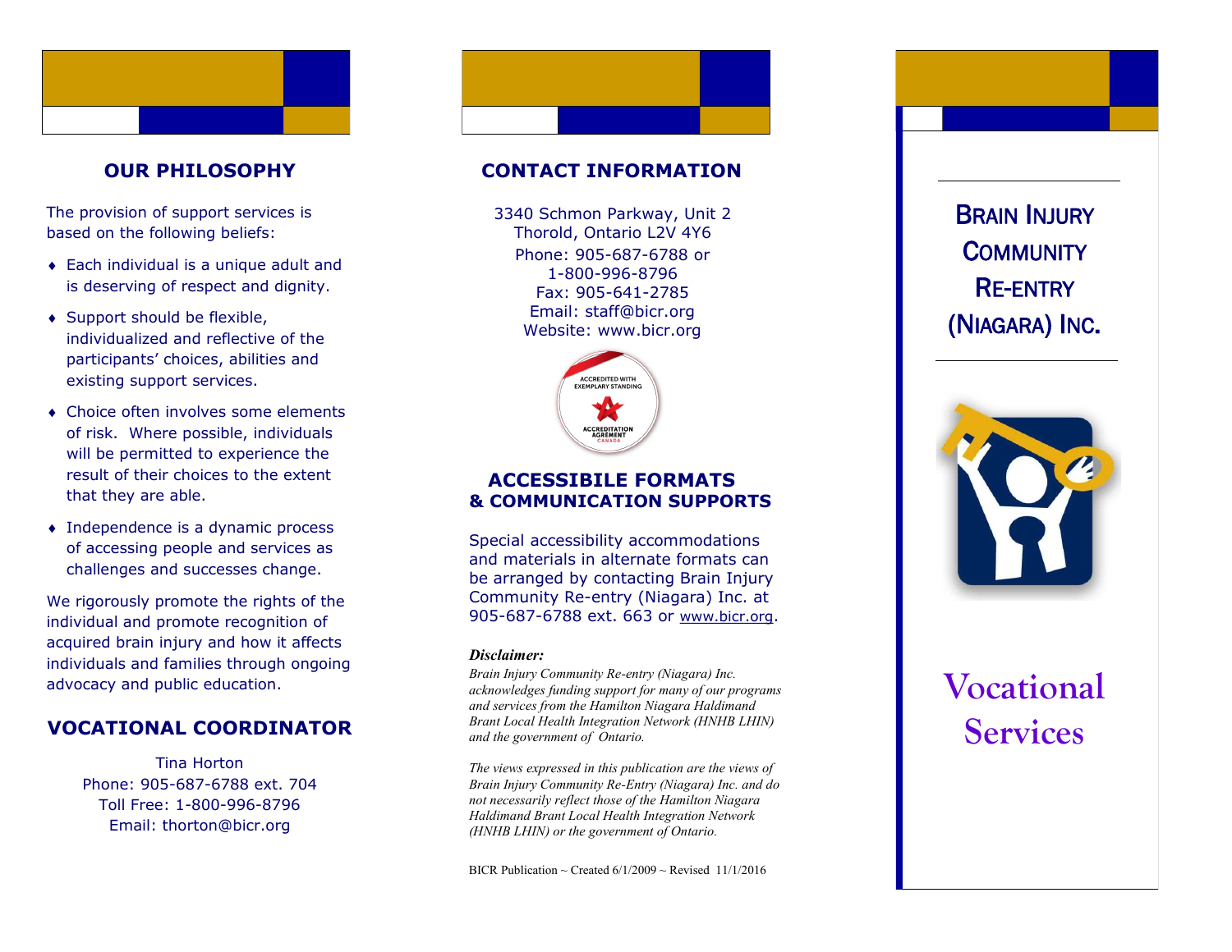## OUR PHILOSOPHY

The provision of support services is based on the following beliefs:

- Each individual is a unique adult and is deserving of respect and dignity.
- Support should be flexible, individualized and reflective of the participants' choices, abilities and existing support services.
- Choice often involves some elements of risk. Where possible, individuals will be permitted to experience the result of their choices to the extent that they are able.
- Independence is a dynamic process of accessing people and services as challenges and successes change.

We rigorously promote the rights of the individual and promote recognition of acquired brain injury and how it affects individuals and families through ongoing advocacy and public education.

## VOCATIONAL COORDINATOR

Tina Horton
Phone: 905-687-6788 ext. 704
Toll Free: 1-800-996-8796
Email: thorton@bicr.org

## CONTACT INFORMATION

3340 Schmon Parkway, Unit 2
Thorold, Ontario L2V 4Y6
Phone: 905-687-6788 or
1-800-996-8796
Fax: 905-641-2785
Email: staff@bicr.org
Website: www.bicr.org

ACCREDITED WITH EXEMPLARY STANDING
ACCREDITATION AGREMENT CANADA

## ACCESSIBILE FORMATS & COMMUNICATION SUPPORTS

Special accessibility accommodations and materials in alternate formats can be arranged by contacting Brain Injury Community Re-entry (Niagara) Inc. at 905-687-6788 ext. 663 or www.bicr.org.

***Disclaimer:***

*Brain Injury Community Re-entry (Niagara) Inc. acknowledges funding support for many of our programs and services from the Hamilton Niagara Haldimand Brant Local Health Integration Network (HNHB LHIN) and the government of Ontario.*

*The views expressed in this publication are the views of Brain Injury Community Re-Entry (Niagara) Inc. and do not necessarily reflect those of the Hamilton Niagara Haldimand Brant Local Health Integration Network (HNHB LHIN) or the government of Ontario.*

BICR Publication ~ Created 6/1/2009 ~ Revised 11/1/2016

# BRAIN INJURY COMMUNITY RE-ENTRY (NIAGARA) INC.

# Vocational Services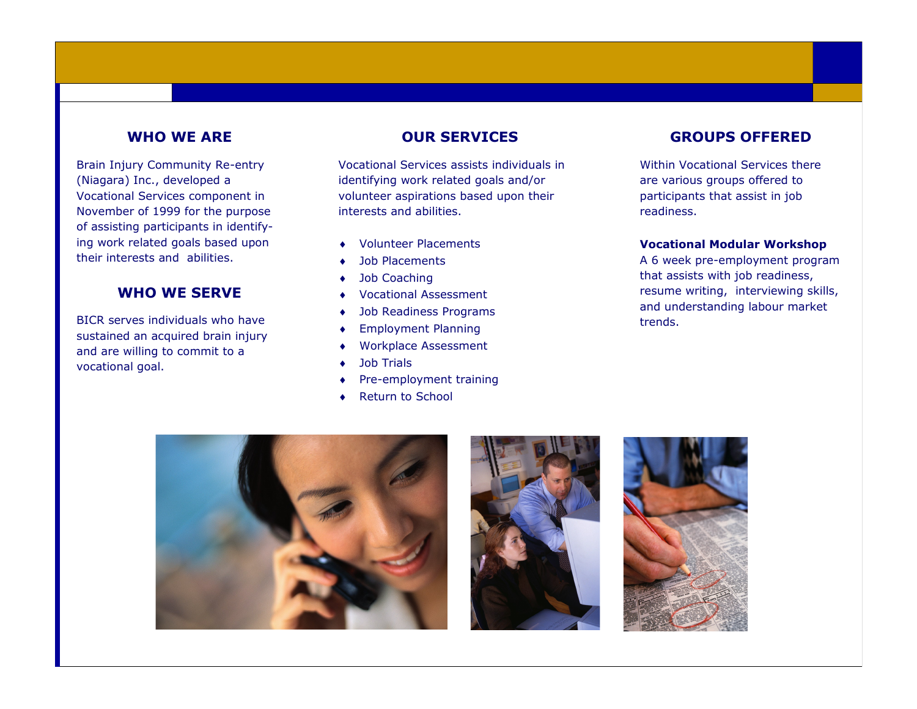## WHO WE ARE

Brain Injury Community Re-entry (Niagara) Inc., developed a Vocational Services component in November of 1999 for the purpose of assisting participants in identifying work related goals based upon their interests and abilities.

## WHO WE SERVE

BICR serves individuals who have sustained an acquired brain injury and are willing to commit to a vocational goal.

## OUR SERVICES

Vocational Services assists individuals in identifying work related goals and/or volunteer aspirations based upon their interests and abilities.

- Volunteer Placements
- Job Placements
- Job Coaching
- Vocational Assessment
- Job Readiness Programs
- Employment Planning
- Workplace Assessment
- Job Trials
- Pre-employment training
- Return to School

## GROUPS OFFERED

Within Vocational Services there are various groups offered to participants that assist in job readiness.

**Vocational Modular Workshop**
A 6 week pre-employment program that assists with job readiness, resume writing, interviewing skills, and understanding labour market trends.